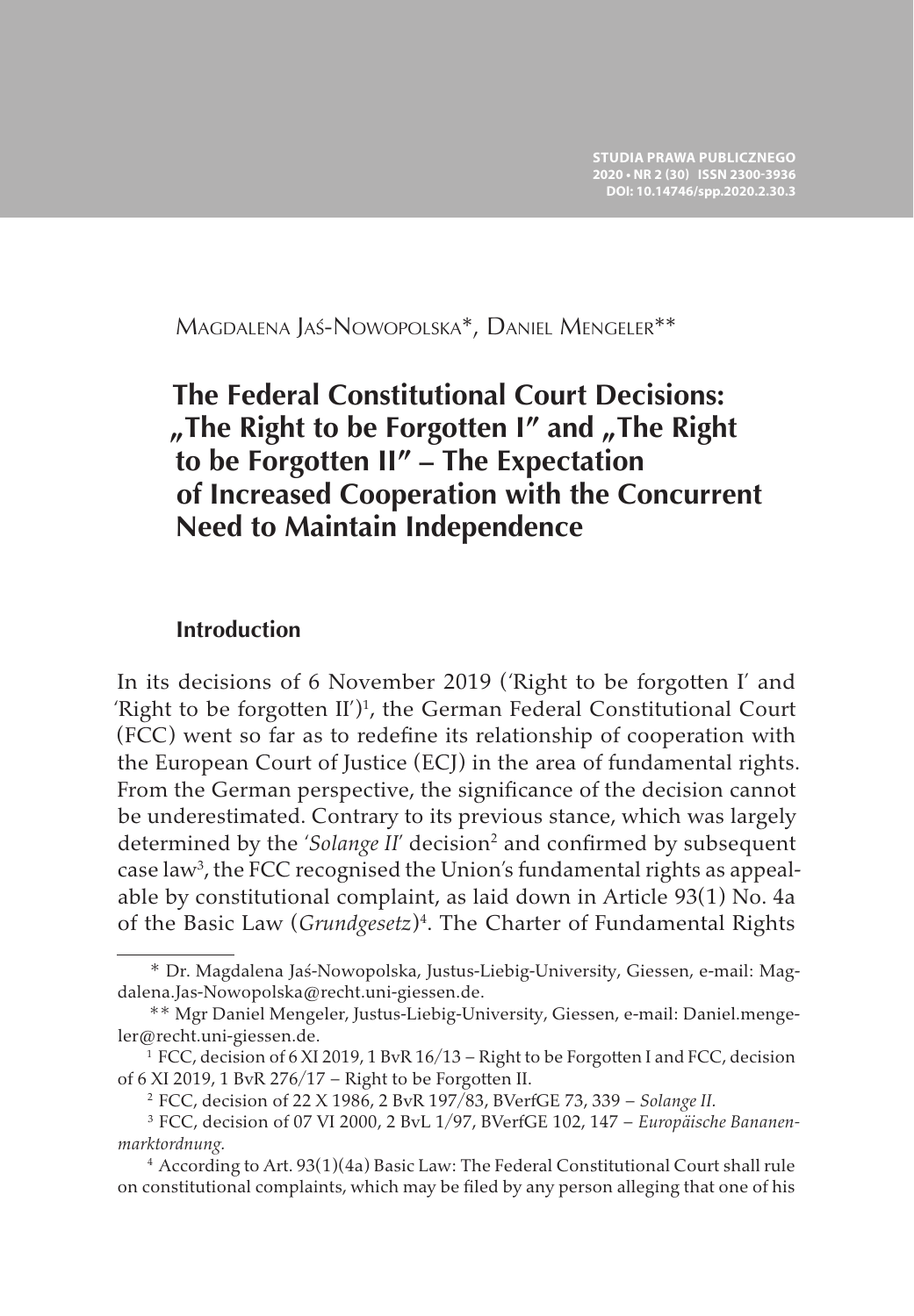Magdalena Jaś-Nowopolska*, Daniel Mengeler**

# The Federal Constitutional Court Decisions: „The Right to be Forgotten I" and „The Right to be Forgotten II" – The Expectation of Increased Cooperation with the Concurrent Need to Maintain Independence

## Introduction

In its decisions of 6 November 2019 ('Right to be forgotten I' and 'Right to be forgotten II')[1], the German Federal Constitutional Court (FCC) went so far as to redefine its relationship of cooperation with the European Court of Justice (ECJ) in the area of fundamental rights. From the German perspective, the significance of the decision cannot be underestimated. Contrary to its previous stance, which was largely determined by the '*Solange II*' decision[2] and confirmed by subsequent case law[3], the FCC recognised the Union's fundamental rights as appealable by constitutional complaint, as laid down in Article 93(1) No. 4a of the Basic Law (*Grundgesetz*)[4]. The Charter of Fundamental Rights

---

\* Dr. Magdalena Jaś-Nowopolska, Justus-Liebig-University, Giessen, e-mail: Magdalena.Jas-Nowopolska@recht.uni-giessen.de.

\*\* Mgr Daniel Mengeler, Justus-Liebig-University, Giessen, e-mail: Daniel.mengeler@recht.uni-giessen.de.

[1] FCC, decision of 6 XI 2019, 1 BvR 16/13 – Right to be Forgotten I and FCC, decision of 6 XI 2019, 1 BvR 276/17 – Right to be Forgotten II.

[2] FCC, decision of 22 X 1986, 2 BvR 197/83, BVerfGE 73, 339 – *Solange II*.

[3] FCC, decision of 07 VI 2000, 2 BvL 1/97, BVerfGE 102, 147 – *Europäische Bananenmarktordnung*.

[4] According to Art. 93(1)(4a) Basic Law: The Federal Constitutional Court shall rule on constitutional complaints, which may be filed by any person alleging that one of his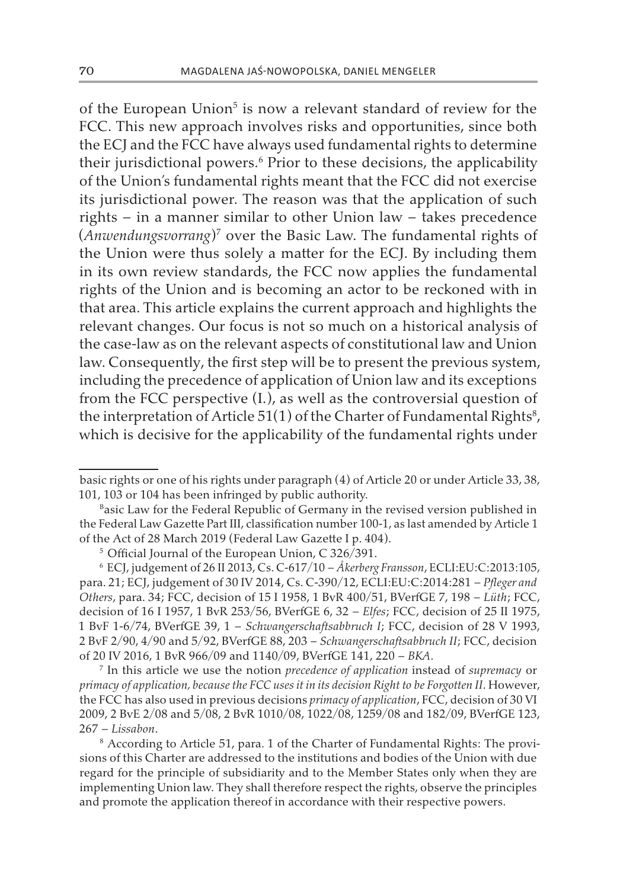of the European Union[5] is now a relevant standard of review for the FCC. This new approach involves risks and opportunities, since both the ECJ and the FCC have always used fundamental rights to determine their jurisdictional powers.[6] Prior to these decisions, the applicability of the Union's fundamental rights meant that the FCC did not exercise its jurisdictional power. The reason was that the application of such rights – in a manner similar to other Union law – takes precedence (*Anwendungsvorrang*)[7] over the Basic Law. The fundamental rights of the Union were thus solely a matter for the ECJ. By including them in its own review standards, the FCC now applies the fundamental rights of the Union and is becoming an actor to be reckoned with in that area. This article explains the current approach and highlights the relevant changes. Our focus is not so much on a historical analysis of the case-law as on the relevant aspects of constitutional law and Union law. Consequently, the first step will be to present the previous system, including the precedence of application of Union law and its exceptions from the FCC perspective (I.), as well as the controversial question of the interpretation of Article 51(1) of the Charter of Fundamental Rights[8], which is decisive for the applicability of the fundamental rights under

---

basic rights or one of his rights under paragraph (4) of Article 20 or under Article 33, 38, 101, 103 or 104 has been infringed by public authority.

Basic Law for the Federal Republic of Germany in the revised version published in the Federal Law Gazette Part III, classification number 100-1, as last amended by Article 1 of the Act of 28 March 2019 (Federal Law Gazette I p. 404).

[5] Official Journal of the European Union, C 326/391.

[6] ECJ, judgement of 26 II 2013, Cs. C-617/10 – *Åkerberg Fransson*, ECLI:EU:C:2013:105, para. 21; ECJ, judgement of 30 IV 2014, Cs. C-390/12, ECLI:EU:C:2014:281 – *Pfleger and Others*, para. 34; FCC, decision of 15 I 1958, 1 BvR 400/51, BVerfGE 7, 198 – *Lüth*; FCC, decision of 16 I 1957, 1 BvR 253/56, BVerfGE 6, 32 – *Elfes*; FCC, decision of 25 II 1975, 1 BvF 1-6/74, BVerfGE 39, 1 – *Schwangerschaftsabbruch I*; FCC, decision of 28 V 1993, 2 BvF 2/90, 4/90 and 5/92, BVerfGE 88, 203 – *Schwangerschaftsabbruch II*; FCC, decision of 20 IV 2016, 1 BvR 966/09 and 1140/09, BVerfGE 141, 220 – *BKA*.

[7] In this article we use the notion *precedence of application* instead of *supremacy* or *primacy of application, because the FCC uses it in its decision Right to be Forgotten II*. However, the FCC has also used in previous decisions *primacy of application*, FCC, decision of 30 VI 2009, 2 BvE 2/08 and 5/08, 2 BvR 1010/08, 1022/08, 1259/08 and 182/09, BVerfGE 123, 267 – *Lissabon*.

[8] According to Article 51, para. 1 of the Charter of Fundamental Rights: The provisions of this Charter are addressed to the institutions and bodies of the Union with due regard for the principle of subsidiarity and to the Member States only when they are implementing Union law. They shall therefore respect the rights, observe the principles and promote the application thereof in accordance with their respective powers.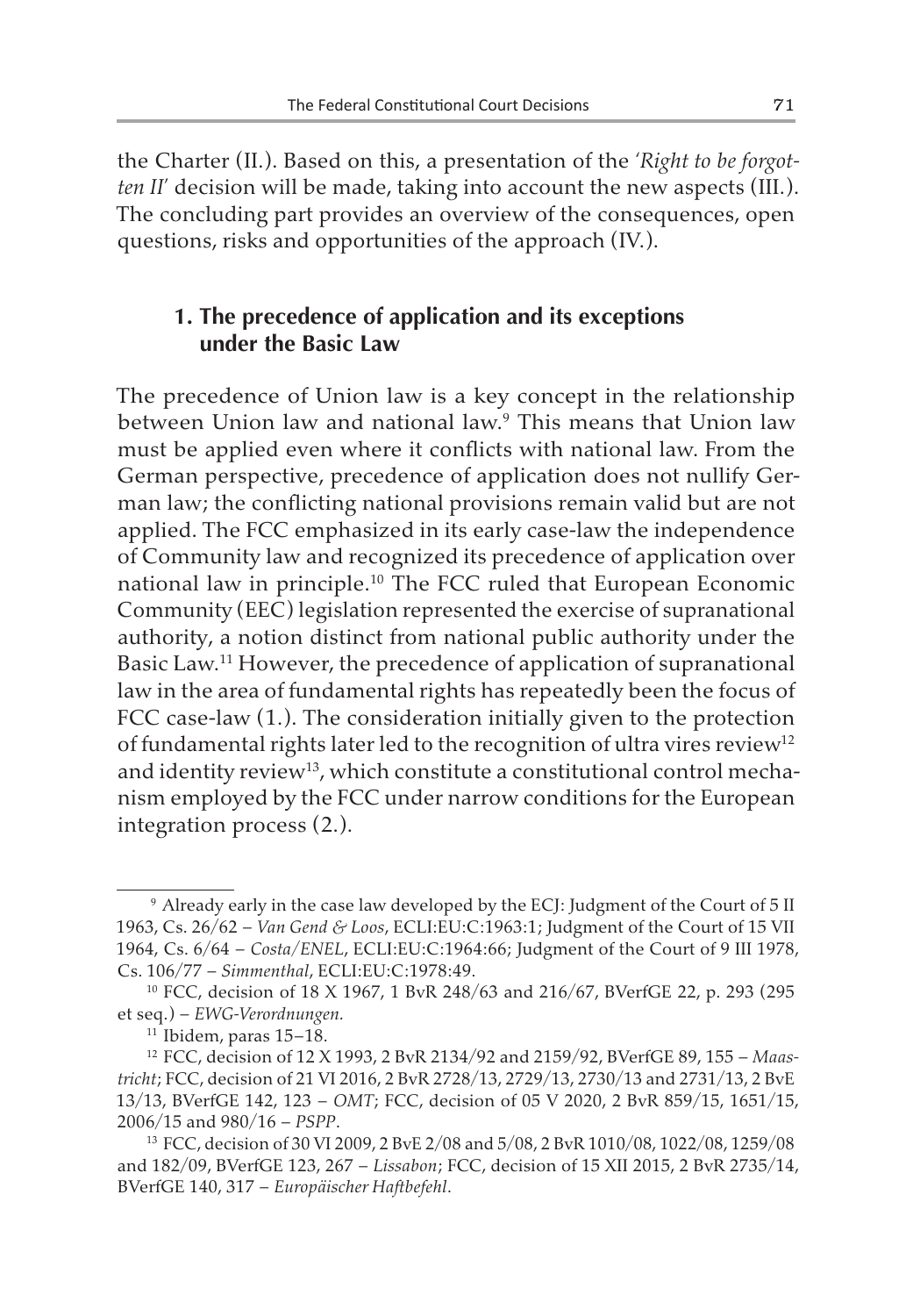the Charter (II.). Based on this, a presentation of the *'Right to be forgotten II'* decision will be made, taking into account the new aspects (III.). The concluding part provides an overview of the consequences, open questions, risks and opportunities of the approach (IV.).

## 1. The precedence of application and its exceptions under the Basic Law

The precedence of Union law is a key concept in the relationship between Union law and national law.[9] This means that Union law must be applied even where it conflicts with national law. From the German perspective, precedence of application does not nullify German law; the conflicting national provisions remain valid but are not applied. The FCC emphasized in its early case-law the independence of Community law and recognized its precedence of application over national law in principle.[10] The FCC ruled that European Economic Community (EEC) legislation represented the exercise of supranational authority, a notion distinct from national public authority under the Basic Law.[11] However, the precedence of application of supranational law in the area of fundamental rights has repeatedly been the focus of FCC case-law (1.). The consideration initially given to the protection of fundamental rights later led to the recognition of ultra vires review[12] and identity review[13], which constitute a constitutional control mechanism employed by the FCC under narrow conditions for the European integration process (2.).

---

[9] Already early in the case law developed by the ECJ: Judgment of the Court of 5 II 1963, Cs. 26/62 – *Van Gend & Loos*, ECLI:EU:C:1963:1; Judgment of the Court of 15 VII 1964, Cs. 6/64 – *Costa/ENEL*, ECLI:EU:C:1964:66; Judgment of the Court of 9 III 1978, Cs. 106/77 – *Simmenthal*, ECLI:EU:C:1978:49.

[10] FCC, decision of 18 X 1967, 1 BvR 248/63 and 216/67, BVerfGE 22, p. 293 (295 et seq.) – *EWG-Verordnungen.*

[11] Ibidem, paras 15–18.

[12] FCC, decision of 12 X 1993, 2 BvR 2134/92 and 2159/92, BVerfGE 89, 155 – *Maastricht*; FCC, decision of 21 VI 2016, 2 BvR 2728/13, 2729/13, 2730/13 and 2731/13, 2 BvE 13/13, BVerfGE 142, 123 – *OMT*; FCC, decision of 05 V 2020, 2 BvR 859/15, 1651/15, 2006/15 and 980/16 – *PSPP*.

[13] FCC, decision of 30 VI 2009, 2 BvE 2/08 and 5/08, 2 BvR 1010/08, 1022/08, 1259/08 and 182/09, BVerfGE 123, 267 – *Lissabon*; FCC, decision of 15 XII 2015, 2 BvR 2735/14, BVerfGE 140, 317 – *Europäischer Haftbefehl*.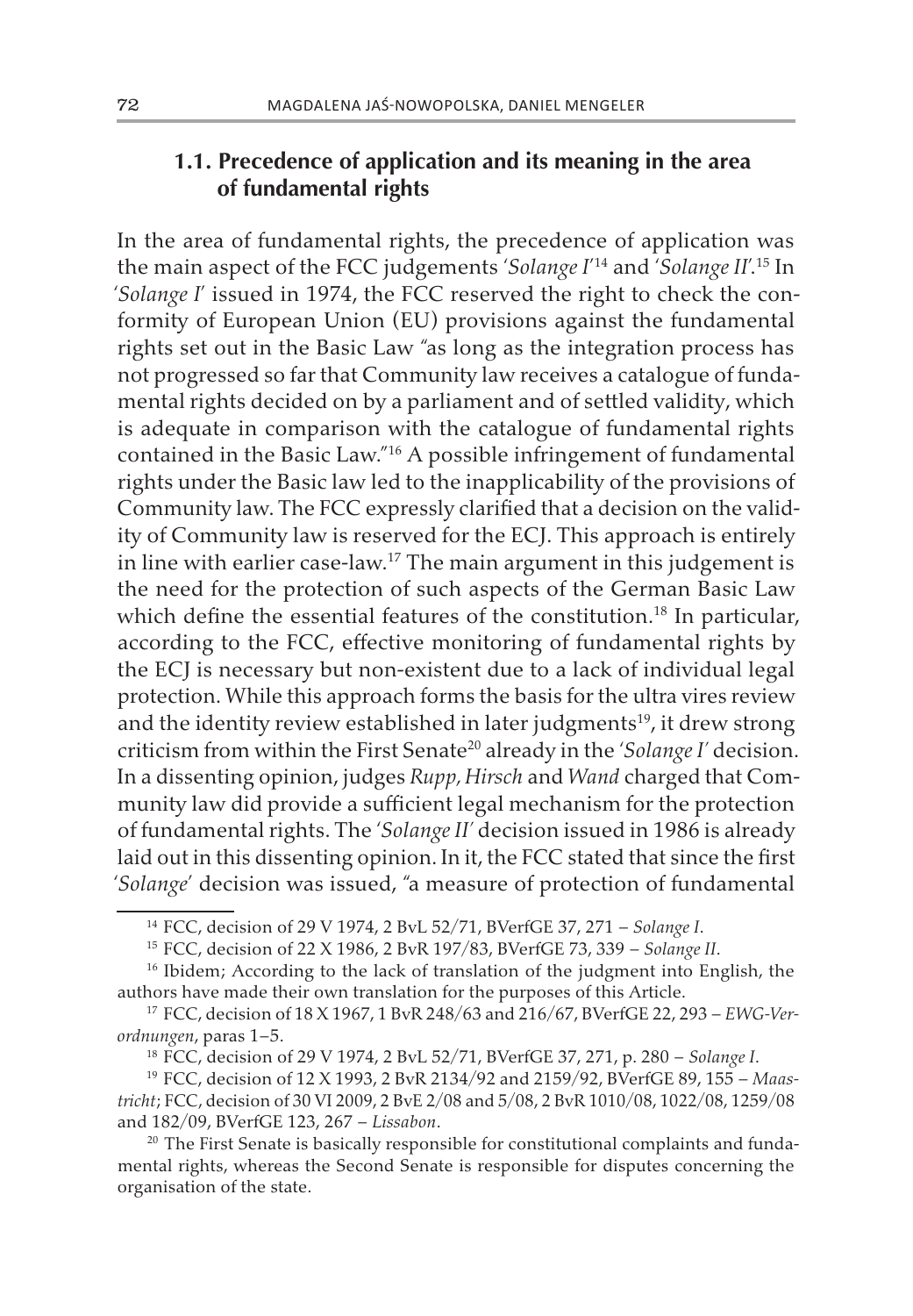### 1.1. Precedence of application and its meaning in the area of fundamental rights

In the area of fundamental rights, the precedence of application was the main aspect of the FCC judgements '*Solange I*'[14] and '*Solange II*'.[15] In '*Solange I*' issued in 1974, the FCC reserved the right to check the conformity of European Union (EU) provisions against the fundamental rights set out in the Basic Law "as long as the integration process has not progressed so far that Community law receives a catalogue of fundamental rights decided on by a parliament and of settled validity, which is adequate in comparison with the catalogue of fundamental rights contained in the Basic Law."[16] A possible infringement of fundamental rights under the Basic law led to the inapplicability of the provisions of Community law. The FCC expressly clarified that a decision on the validity of Community law is reserved for the ECJ. This approach is entirely in line with earlier case-law.[17] The main argument in this judgement is the need for the protection of such aspects of the German Basic Law which define the essential features of the constitution.[18] In particular, according to the FCC, effective monitoring of fundamental rights by the ECJ is necessary but non-existent due to a lack of individual legal protection. While this approach forms the basis for the ultra vires review and the identity review established in later judgments[19], it drew strong criticism from within the First Senate[20] already in the '*Solange I*' decision. In a dissenting opinion, judges *Rupp, Hirsch* and *Wand* charged that Community law did provide a sufficient legal mechanism for the protection of fundamental rights. The '*Solange II*' decision issued in 1986 is already laid out in this dissenting opinion. In it, the FCC stated that since the first '*Solange*' decision was issued, "a measure of protection of fundamental

---

[14] FCC, decision of 29 V 1974, 2 BvL 52/71, BVerfGE 37, 271 – *Solange I*.

[15] FCC, decision of 22 X 1986, 2 BvR 197/83, BVerfGE 73, 339 – *Solange II*.

[16] Ibidem; According to the lack of translation of the judgment into English, the authors have made their own translation for the purposes of this Article.

[17] FCC, decision of 18 X 1967, 1 BvR 248/63 and 216/67, BVerfGE 22, 293 – *EWG-Verordnungen*, paras 1–5.

[18] FCC, decision of 29 V 1974, 2 BvL 52/71, BVerfGE 37, 271, p. 280 – *Solange I*.

[19] FCC, decision of 12 X 1993, 2 BvR 2134/92 and 2159/92, BVerfGE 89, 155 – *Maastricht*; FCC, decision of 30 VI 2009, 2 BvE 2/08 and 5/08, 2 BvR 1010/08, 1022/08, 1259/08 and 182/09, BVerfGE 123, 267 – *Lissabon*.

[20] The First Senate is basically responsible for constitutional complaints and fundamental rights, whereas the Second Senate is responsible for disputes concerning the organisation of the state.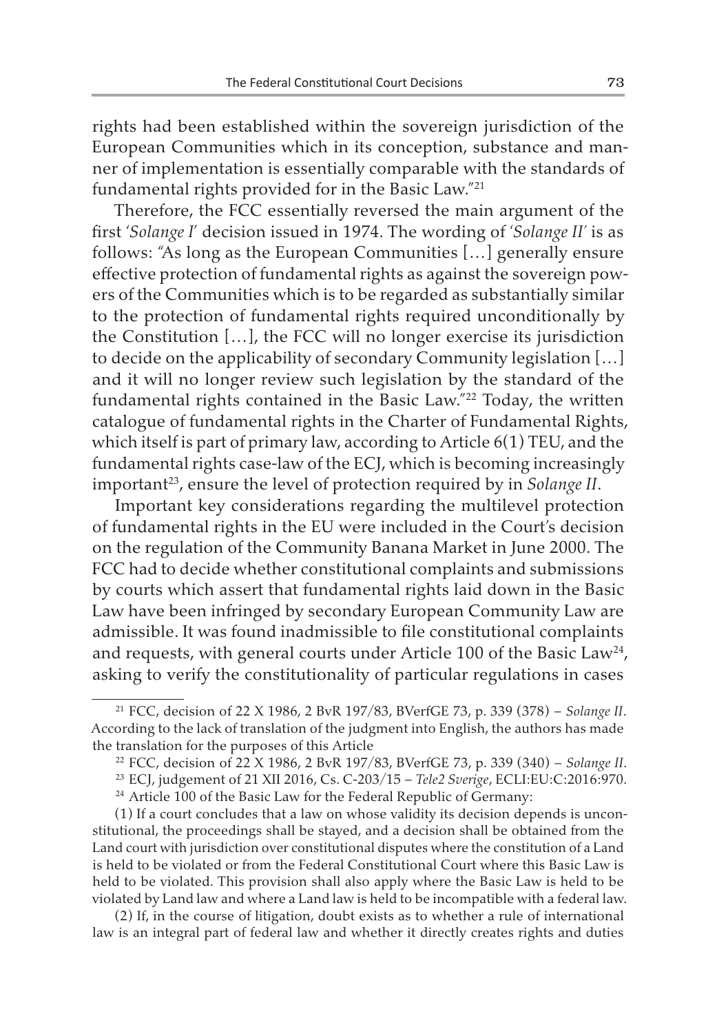rights had been established within the sovereign jurisdiction of the European Communities which in its conception, substance and manner of implementation is essentially comparable with the standards of fundamental rights provided for in the Basic Law."[21]

Therefore, the FCC essentially reversed the main argument of the first '*Solange I*' decision issued in 1974. The wording of '*Solange II*' is as follows: "As long as the European Communities […] generally ensure effective protection of fundamental rights as against the sovereign powers of the Communities which is to be regarded as substantially similar to the protection of fundamental rights required unconditionally by the Constitution […], the FCC will no longer exercise its jurisdiction to decide on the applicability of secondary Community legislation […] and it will no longer review such legislation by the standard of the fundamental rights contained in the Basic Law."[22] Today, the written catalogue of fundamental rights in the Charter of Fundamental Rights, which itself is part of primary law, according to Article 6(1) TEU, and the fundamental rights case-law of the ECJ, which is becoming increasingly important[23], ensure the level of protection required by in *Solange II*.

Important key considerations regarding the multilevel protection of fundamental rights in the EU were included in the Court's decision on the regulation of the Community Banana Market in June 2000. The FCC had to decide whether constitutional complaints and submissions by courts which assert that fundamental rights laid down in the Basic Law have been infringed by secondary European Community Law are admissible. It was found inadmissible to file constitutional complaints and requests, with general courts under Article 100 of the Basic Law[24], asking to verify the constitutionality of particular regulations in cases

---

[21] FCC, decision of 22 X 1986, 2 BvR 197/83, BVerfGE 73, p. 339 (378) – *Solange II*. According to the lack of translation of the judgment into English, the authors has made the translation for the purposes of this Article

[22] FCC, decision of 22 X 1986, 2 BvR 197/83, BVerfGE 73, p. 339 (340) – *Solange II*.

[23] ECJ, judgement of 21 XII 2016, Cs. C-203/15 – *Tele2 Sverige*, ECLI:EU:C:2016:970.

[24] Article 100 of the Basic Law for the Federal Republic of Germany:

(1) If a court concludes that a law on whose validity its decision depends is unconstitutional, the proceedings shall be stayed, and a decision shall be obtained from the Land court with jurisdiction over constitutional disputes where the constitution of a Land is held to be violated or from the Federal Constitutional Court where this Basic Law is held to be violated. This provision shall also apply where the Basic Law is held to be violated by Land law and where a Land law is held to be incompatible with a federal law.

(2) If, in the course of litigation, doubt exists as to whether a rule of international law is an integral part of federal law and whether it directly creates rights and duties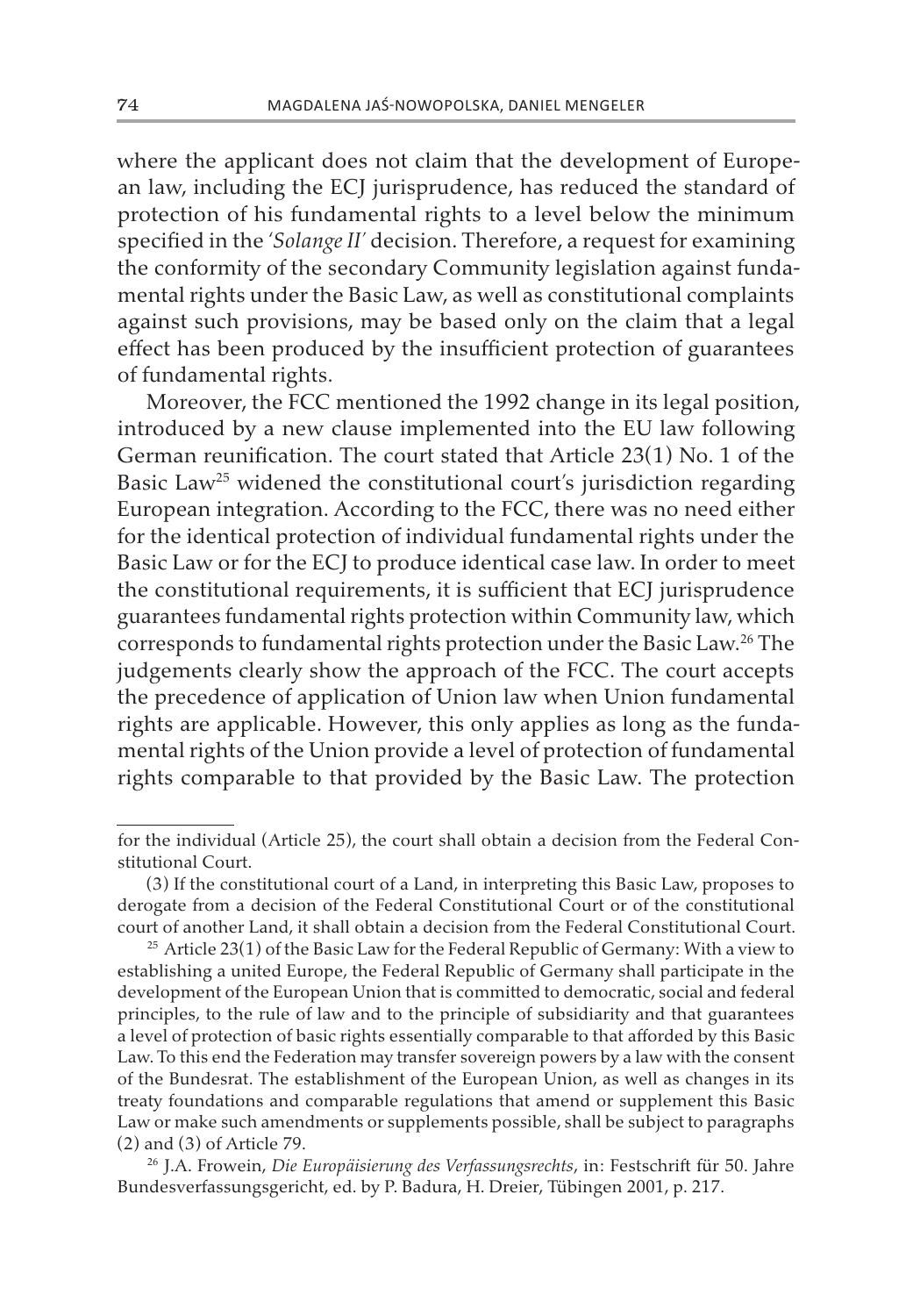where the applicant does not claim that the development of European law, including the ECJ jurisprudence, has reduced the standard of protection of his fundamental rights to a level below the minimum specified in the '*Solange II*' decision. Therefore, a request for examining the conformity of the secondary Community legislation against fundamental rights under the Basic Law, as well as constitutional complaints against such provisions, may be based only on the claim that a legal effect has been produced by the insufficient protection of guarantees of fundamental rights.

Moreover, the FCC mentioned the 1992 change in its legal position, introduced by a new clause implemented into the EU law following German reunification. The court stated that Article 23(1) No. 1 of the Basic Law[25] widened the constitutional court's jurisdiction regarding European integration. According to the FCC, there was no need either for the identical protection of individual fundamental rights under the Basic Law or for the ECJ to produce identical case law. In order to meet the constitutional requirements, it is sufficient that ECJ jurisprudence guarantees fundamental rights protection within Community law, which corresponds to fundamental rights protection under the Basic Law.[26] The judgements clearly show the approach of the FCC. The court accepts the precedence of application of Union law when Union fundamental rights are applicable. However, this only applies as long as the fundamental rights of the Union provide a level of protection of fundamental rights comparable to that provided by the Basic Law. The protection

---

for the individual (Article 25), the court shall obtain a decision from the Federal Constitutional Court.

(3) If the constitutional court of a Land, in interpreting this Basic Law, proposes to derogate from a decision of the Federal Constitutional Court or of the constitutional court of another Land, it shall obtain a decision from the Federal Constitutional Court.

[25] Article 23(1) of the Basic Law for the Federal Republic of Germany: With a view to establishing a united Europe, the Federal Republic of Germany shall participate in the development of the European Union that is committed to democratic, social and federal principles, to the rule of law and to the principle of subsidiarity and that guarantees a level of protection of basic rights essentially comparable to that afforded by this Basic Law. To this end the Federation may transfer sovereign powers by a law with the consent of the Bundesrat. The establishment of the European Union, as well as changes in its treaty foundations and comparable regulations that amend or supplement this Basic Law or make such amendments or supplements possible, shall be subject to paragraphs (2) and (3) of Article 79.

[26] J.A. Frowein, *Die Europäisierung des Verfassungsrechts*, in: Festschrift für 50. Jahre Bundesverfassungsgericht, ed. by P. Badura, H. Dreier, Tübingen 2001, p. 217.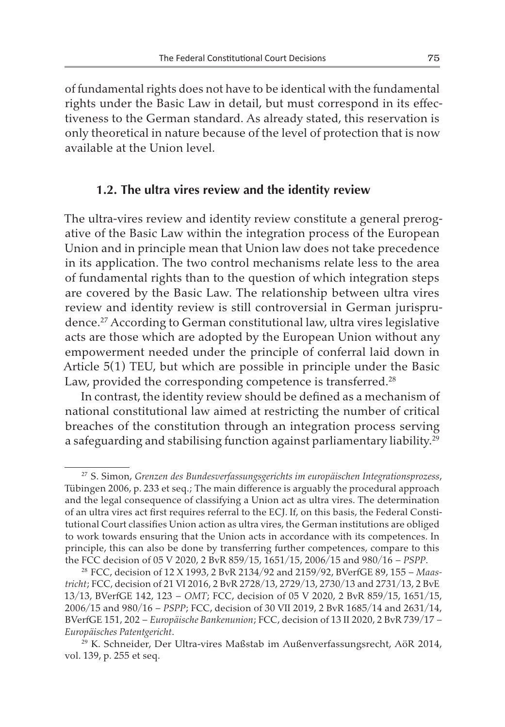of fundamental rights does not have to be identical with the fundamental rights under the Basic Law in detail, but must correspond in its effectiveness to the German standard. As already stated, this reservation is only theoretical in nature because of the level of protection that is now available at the Union level.

### 1.2. The ultra vires review and the identity review

The ultra-vires review and identity review constitute a general prerogative of the Basic Law within the integration process of the European Union and in principle mean that Union law does not take precedence in its application. The two control mechanisms relate less to the area of fundamental rights than to the question of which integration steps are covered by the Basic Law. The relationship between ultra vires review and identity review is still controversial in German jurisprudence.[27] According to German constitutional law, ultra vires legislative acts are those which are adopted by the European Union without any empowerment needed under the principle of conferral laid down in Article 5(1) TEU, but which are possible in principle under the Basic Law, provided the corresponding competence is transferred.[28]

In contrast, the identity review should be defined as a mechanism of national constitutional law aimed at restricting the number of critical breaches of the constitution through an integration process serving a safeguarding and stabilising function against parliamentary liability.[29]

---

[27] S. Simon, *Grenzen des Bundesverfassungsgerichts im europäischen Integrationsprozess*, Tübingen 2006, p. 233 et seq.; The main difference is arguably the procedural approach and the legal consequence of classifying a Union act as ultra vires. The determination of an ultra vires act first requires referral to the ECJ. If, on this basis, the Federal Constitutional Court classifies Union action as ultra vires, the German institutions are obliged to work towards ensuring that the Union acts in accordance with its competences. In principle, this can also be done by transferring further competences, compare to this the FCC decision of 05 V 2020, 2 BvR 859/15, 1651/15, 2006/15 and 980/16 – *PSPP*.

[28] FCC, decision of 12 X 1993, 2 BvR 2134/92 and 2159/92, BVerfGE 89, 155 – *Maastricht*; FCC, decision of 21 VI 2016, 2 BvR 2728/13, 2729/13, 2730/13 and 2731/13, 2 BvE 13/13, BVerfGE 142, 123 – *OMT*; FCC, decision of 05 V 2020, 2 BvR 859/15, 1651/15, 2006/15 and 980/16 – *PSPP*; FCC, decision of 30 VII 2019, 2 BvR 1685/14 and 2631/14, BVerfGE 151, 202 – *Europäische Bankenunion*; FCC, decision of 13 II 2020, 2 BvR 739/17 – *Europäisches Patentgericht*.

[29] K. Schneider, Der Ultra-vires Maßstab im Außenverfassungsrecht, AöR 2014, vol. 139, p. 255 et seq.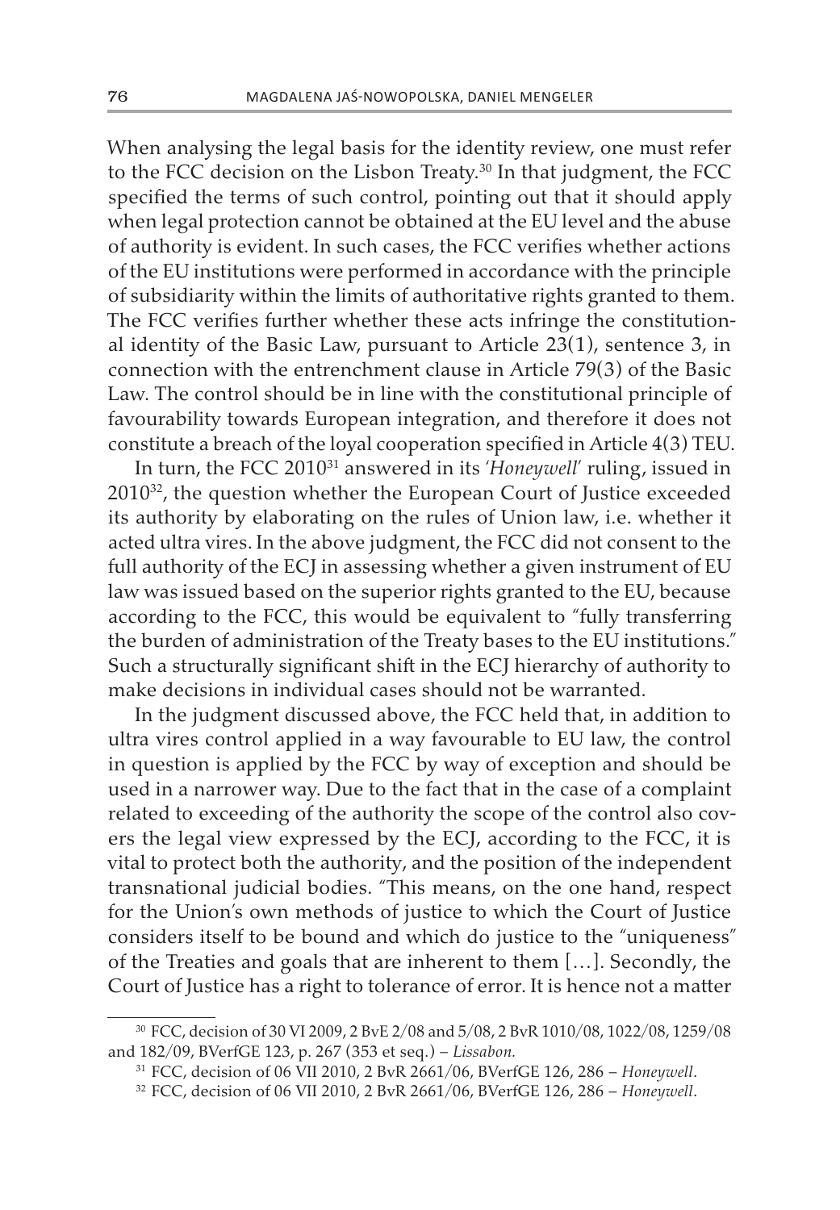When analysing the legal basis for the identity review, one must refer to the FCC decision on the Lisbon Treaty.[30] In that judgment, the FCC specified the terms of such control, pointing out that it should apply when legal protection cannot be obtained at the EU level and the abuse of authority is evident. In such cases, the FCC verifies whether actions of the EU institutions were performed in accordance with the principle of subsidiarity within the limits of authoritative rights granted to them. The FCC verifies further whether these acts infringe the constitutional identity of the Basic Law, pursuant to Article 23(1), sentence 3, in connection with the entrenchment clause in Article 79(3) of the Basic Law. The control should be in line with the constitutional principle of favourability towards European integration, and therefore it does not constitute a breach of the loyal cooperation specified in Article 4(3) TEU.

In turn, the FCC 2010[31] answered in its '*Honeywell*' ruling, issued in 2010[32], the question whether the European Court of Justice exceeded its authority by elaborating on the rules of Union law, i.e. whether it acted ultra vires. In the above judgment, the FCC did not consent to the full authority of the ECJ in assessing whether a given instrument of EU law was issued based on the superior rights granted to the EU, because according to the FCC, this would be equivalent to "fully transferring the burden of administration of the Treaty bases to the EU institutions." Such a structurally significant shift in the ECJ hierarchy of authority to make decisions in individual cases should not be warranted.

In the judgment discussed above, the FCC held that, in addition to ultra vires control applied in a way favourable to EU law, the control in question is applied by the FCC by way of exception and should be used in a narrower way. Due to the fact that in the case of a complaint related to exceeding of the authority the scope of the control also covers the legal view expressed by the ECJ, according to the FCC, it is vital to protect both the authority, and the position of the independent transnational judicial bodies. "This means, on the one hand, respect for the Union's own methods of justice to which the Court of Justice considers itself to be bound and which do justice to the "uniqueness" of the Treaties and goals that are inherent to them […]. Secondly, the Court of Justice has a right to tolerance of error. It is hence not a matter

[30] FCC, decision of 30 VI 2009, 2 BvE 2/08 and 5/08, 2 BvR 1010/08, 1022/08, 1259/08 and 182/09, BVerfGE 123, p. 267 (353 et seq.) – *Lissabon*.

[31] FCC, decision of 06 VII 2010, 2 BvR 2661/06, BVerfGE 126, 286 – *Honeywell*.

[32] FCC, decision of 06 VII 2010, 2 BvR 2661/06, BVerfGE 126, 286 – *Honeywell*.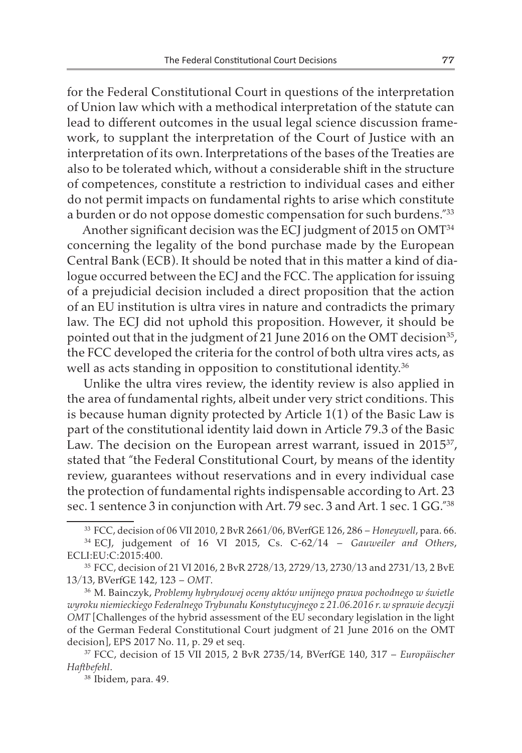for the Federal Constitutional Court in questions of the interpretation of Union law which with a methodical interpretation of the statute can lead to different outcomes in the usual legal science discussion framework, to supplant the interpretation of the Court of Justice with an interpretation of its own. Interpretations of the bases of the Treaties are also to be tolerated which, without a considerable shift in the structure of competences, constitute a restriction to individual cases and either do not permit impacts on fundamental rights to arise which constitute a burden or do not oppose domestic compensation for such burdens."[33]

Another significant decision was the ECJ judgment of 2015 on OMT[34] concerning the legality of the bond purchase made by the European Central Bank (ECB). It should be noted that in this matter a kind of dialogue occurred between the ECJ and the FCC. The application for issuing of a prejudicial decision included a direct proposition that the action of an EU institution is ultra vires in nature and contradicts the primary law. The ECJ did not uphold this proposition. However, it should be pointed out that in the judgment of 21 June 2016 on the OMT decision[35], the FCC developed the criteria for the control of both ultra vires acts, as well as acts standing in opposition to constitutional identity.[36]

Unlike the ultra vires review, the identity review is also applied in the area of fundamental rights, albeit under very strict conditions. This is because human dignity protected by Article 1(1) of the Basic Law is part of the constitutional identity laid down in Article 79.3 of the Basic Law. The decision on the European arrest warrant, issued in 2015[37], stated that "the Federal Constitutional Court, by means of the identity review, guarantees without reservations and in every individual case the protection of fundamental rights indispensable according to Art. 23 sec. 1 sentence 3 in conjunction with Art. 79 sec. 3 and Art. 1 sec. 1 GG."[38]

---

[33] FCC, decision of 06 VII 2010, 2 BvR 2661/06, BVerfGE 126, 286 – *Honeywell*, para. 66.

[34] ECJ, judgement of 16 VI 2015, Cs. C-62/14 – *Gauweiler and Others*, ECLI:EU:C:2015:400.

[35] FCC, decision of 21 VI 2016, 2 BvR 2728/13, 2729/13, 2730/13 and 2731/13, 2 BvE 13/13, BVerfGE 142, 123 – *OMT*.

[36] M. Bainczyk, *Problemy hybrydowej oceny aktów unijnego prawa pochodnego w świetle wyroku niemieckiego Federalnego Trybunału Konstytucyjnego z 21.06.2016 r. w sprawie decyzji OMT* [Challenges of the hybrid assessment of the EU secondary legislation in the light of the German Federal Constitutional Court judgment of 21 June 2016 on the OMT decision], EPS 2017 No. 11, p. 29 et seq.

[37] FCC, decision of 15 VII 2015, 2 BvR 2735/14, BVerfGE 140, 317 – *Europäischer Haftbefehl*.

[38] Ibidem, para. 49.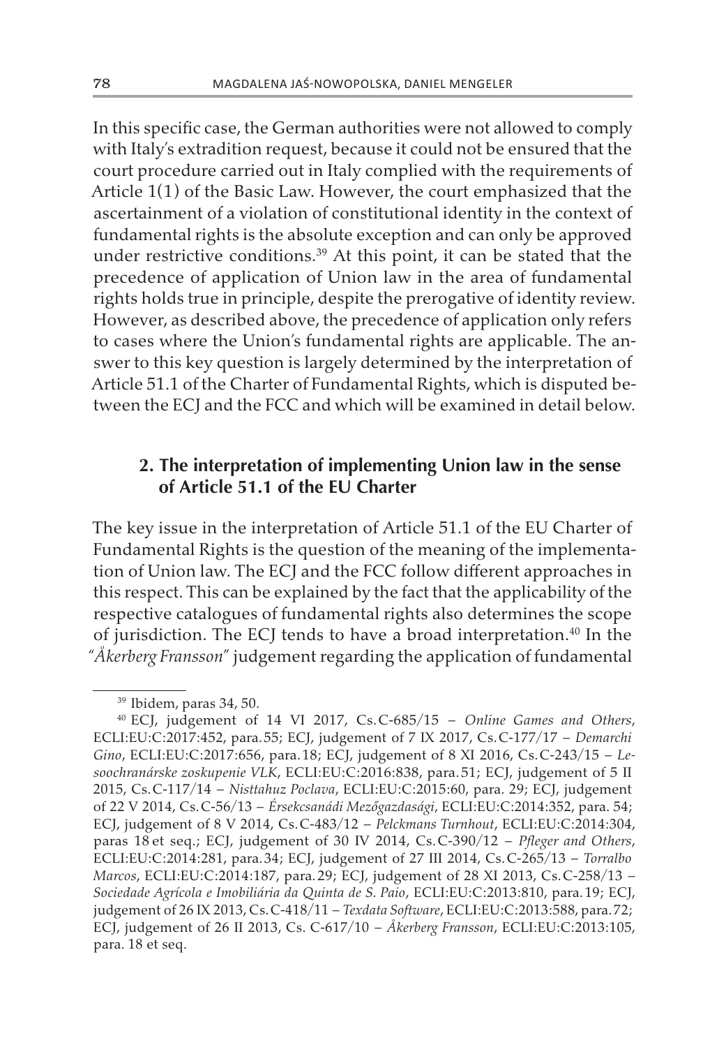In this specific case, the German authorities were not allowed to comply with Italy's extradition request, because it could not be ensured that the court procedure carried out in Italy complied with the requirements of Article 1(1) of the Basic Law. However, the court emphasized that the ascertainment of a violation of constitutional identity in the context of fundamental rights is the absolute exception and can only be approved under restrictive conditions.[39] At this point, it can be stated that the precedence of application of Union law in the area of fundamental rights holds true in principle, despite the prerogative of identity review. However, as described above, the precedence of application only refers to cases where the Union's fundamental rights are applicable. The answer to this key question is largely determined by the interpretation of Article 51.1 of the Charter of Fundamental Rights, which is disputed between the ECJ and the FCC and which will be examined in detail below.

## 2. The interpretation of implementing Union law in the sense of Article 51.1 of the EU Charter

The key issue in the interpretation of Article 51.1 of the EU Charter of Fundamental Rights is the question of the meaning of the implementation of Union law. The ECJ and the FCC follow different approaches in this respect. This can be explained by the fact that the applicability of the respective catalogues of fundamental rights also determines the scope of jurisdiction. The ECJ tends to have a broad interpretation.[40] In the *"Åkerberg Fransson"* judgement regarding the application of fundamental

---

[39] Ibidem, paras 34, 50.

[40] ECJ, judgement of 14 VI 2017, Cs. C-685/15 – *Online Games and Others*, ECLI:EU:C:2017:452, para. 55; ECJ, judgement of 7 IX 2017, Cs. C-177/17 – *Demarchi Gino*, ECLI:EU:C:2017:656, para. 18; ECJ, judgement of 8 XI 2016, Cs. C-243/15 – *Lesoochranárske zoskupenie VLK*, ECLI:EU:C:2016:838, para. 51; ECJ, judgement of 5 II 2015, Cs. C-117/14 – *Nisttahuz Poclava*, ECLI:EU:C:2015:60, para. 29; ECJ, judgement of 22 V 2014, Cs. C-56/13 – *Érsekcsanádi Mezőgazdasági*, ECLI:EU:C:2014:352, para. 54; ECJ, judgement of 8 V 2014, Cs. C-483/12 – *Pelckmans Turnhout*, ECLI:EU:C:2014:304, paras 18 et seq.; ECJ, judgement of 30 IV 2014, Cs. C-390/12 – *Pfleger and Others*, ECLI:EU:C:2014:281, para. 34; ECJ, judgement of 27 III 2014, Cs. C-265/13 – *Torralbo Marcos*, ECLI:EU:C:2014:187, para. 29; ECJ, judgement of 28 XI 2013, Cs. C-258/13 – *Sociedade Agrícola e Imobiliária da Quinta de S. Paio*, ECLI:EU:C:2013:810, para. 19; ECJ, judgement of 26 IX 2013, Cs. C-418/11 – *Texdata Software*, ECLI:EU:C:2013:588, para. 72; ECJ, judgement of 26 II 2013, Cs. C-617/10 – *Åkerberg Fransson*, ECLI:EU:C:2013:105, para. 18 et seq.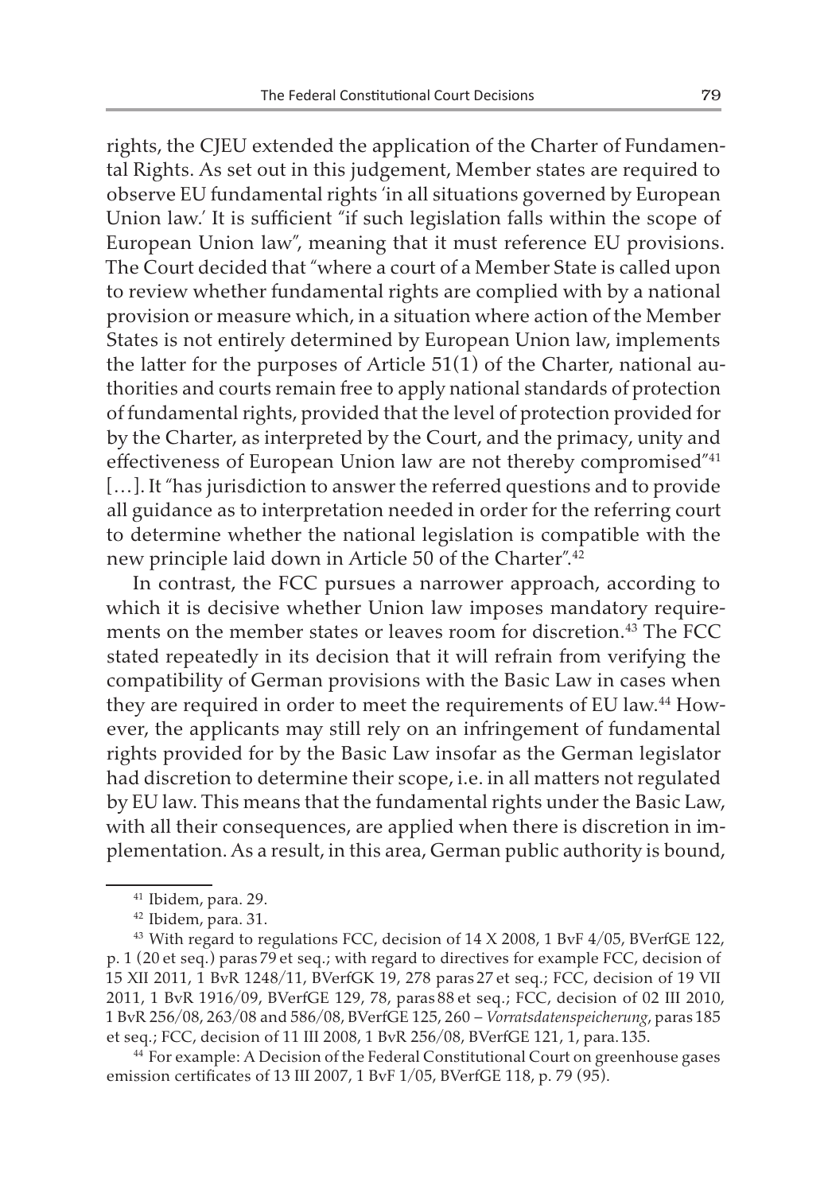rights, the CJEU extended the application of the Charter of Fundamental Rights. As set out in this judgement, Member states are required to observe EU fundamental rights 'in all situations governed by European Union law.' It is sufficient "if such legislation falls within the scope of European Union law", meaning that it must reference EU provisions. The Court decided that "where a court of a Member State is called upon to review whether fundamental rights are complied with by a national provision or measure which, in a situation where action of the Member States is not entirely determined by European Union law, implements the latter for the purposes of Article 51(1) of the Charter, national authorities and courts remain free to apply national standards of protection of fundamental rights, provided that the level of protection provided for by the Charter, as interpreted by the Court, and the primacy, unity and effectiveness of European Union law are not thereby compromised"[41] […]. It "has jurisdiction to answer the referred questions and to provide all guidance as to interpretation needed in order for the referring court to determine whether the national legislation is compatible with the new principle laid down in Article 50 of the Charter".[42]

In contrast, the FCC pursues a narrower approach, according to which it is decisive whether Union law imposes mandatory requirements on the member states or leaves room for discretion.[43] The FCC stated repeatedly in its decision that it will refrain from verifying the compatibility of German provisions with the Basic Law in cases when they are required in order to meet the requirements of EU law.[44] However, the applicants may still rely on an infringement of fundamental rights provided for by the Basic Law insofar as the German legislator had discretion to determine their scope, i.e. in all matters not regulated by EU law. This means that the fundamental rights under the Basic Law, with all their consequences, are applied when there is discretion in implementation. As a result, in this area, German public authority is bound,

---

[41] Ibidem, para. 29.

[42] Ibidem, para. 31.

[43] With regard to regulations FCC, decision of 14 X 2008, 1 BvF 4/05, BVerfGE 122, p. 1 (20 et seq.) paras 79 et seq.; with regard to directives for example FCC, decision of 15 XII 2011, 1 BvR 1248/11, BVerfGK 19, 278 paras 27 et seq.; FCC, decision of 19 VII 2011, 1 BvR 1916/09, BVerfGE 129, 78, paras 88 et seq.; FCC, decision of 02 III 2010, 1 BvR 256/08, 263/08 and 586/08, BVerfGE 125, 260 – *Vorratsdatenspeicherung*, paras 185 et seq.; FCC, decision of 11 III 2008, 1 BvR 256/08, BVerfGE 121, 1, para. 135.

[44] For example: A Decision of the Federal Constitutional Court on greenhouse gases emission certificates of 13 III 2007, 1 BvF 1/05, BVerfGE 118, p. 79 (95).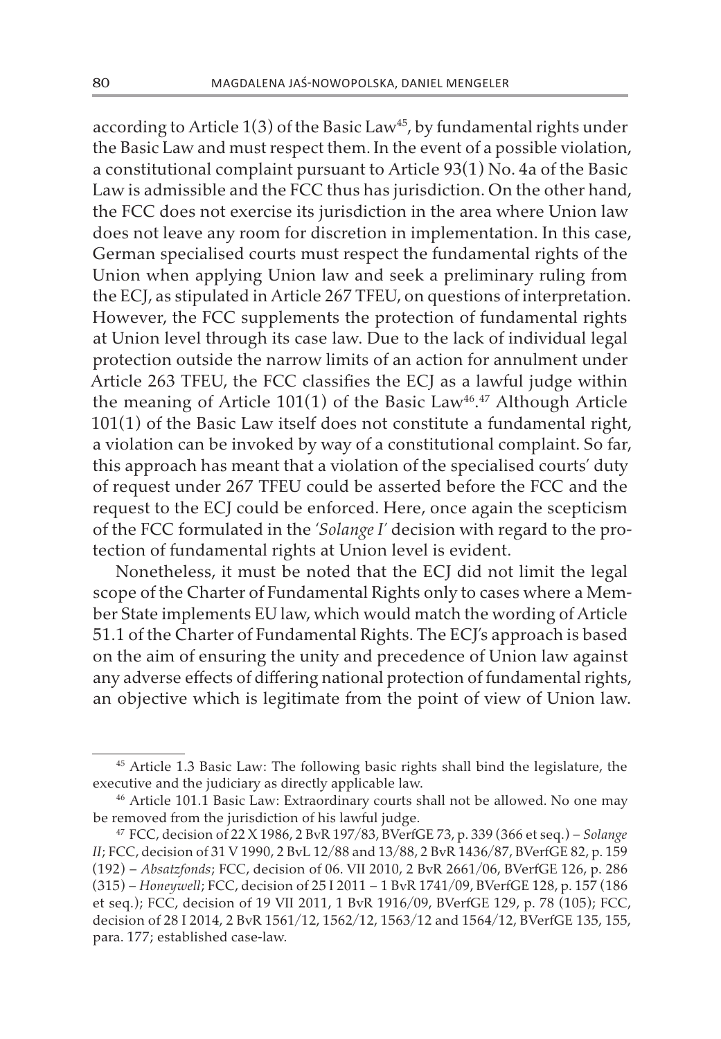according to Article 1(3) of the Basic Law[45], by fundamental rights under the Basic Law and must respect them. In the event of a possible violation, a constitutional complaint pursuant to Article 93(1) No. 4a of the Basic Law is admissible and the FCC thus has jurisdiction. On the other hand, the FCC does not exercise its jurisdiction in the area where Union law does not leave any room for discretion in implementation. In this case, German specialised courts must respect the fundamental rights of the Union when applying Union law and seek a preliminary ruling from the ECJ, as stipulated in Article 267 TFEU, on questions of interpretation. However, the FCC supplements the protection of fundamental rights at Union level through its case law. Due to the lack of individual legal protection outside the narrow limits of an action for annulment under Article 263 TFEU, the FCC classifies the ECJ as a lawful judge within the meaning of Article 101(1) of the Basic Law[46].[47] Although Article 101(1) of the Basic Law itself does not constitute a fundamental right, a violation can be invoked by way of a constitutional complaint. So far, this approach has meant that a violation of the specialised courts' duty of request under 267 TFEU could be asserted before the FCC and the request to the ECJ could be enforced. Here, once again the scepticism of the FCC formulated in the *'Solange I'* decision with regard to the protection of fundamental rights at Union level is evident.

Nonetheless, it must be noted that the ECJ did not limit the legal scope of the Charter of Fundamental Rights only to cases where a Member State implements EU law, which would match the wording of Article 51.1 of the Charter of Fundamental Rights. The ECJ's approach is based on the aim of ensuring the unity and precedence of Union law against any adverse effects of differing national protection of fundamental rights, an objective which is legitimate from the point of view of Union law.

---

[45] Article 1.3 Basic Law: The following basic rights shall bind the legislature, the executive and the judiciary as directly applicable law.

[46] Article 101.1 Basic Law: Extraordinary courts shall not be allowed. No one may be removed from the jurisdiction of his lawful judge.

[47] FCC, decision of 22 X 1986, 2 BvR 197/83, BVerfGE 73, p. 339 (366 et seq.) – *Solange II*; FCC, decision of 31 V 1990, 2 BvL 12/88 and 13/88, 2 BvR 1436/87, BVerfGE 82, p. 159 (192) – *Absatzfonds*; FCC, decision of 06. VII 2010, 2 BvR 2661/06, BVerfGE 126, p. 286 (315) – *Honeywell*; FCC, decision of 25 I 2011 – 1 BvR 1741/09, BVerfGE 128, p. 157 (186 et seq.); FCC, decision of 19 VII 2011, 1 BvR 1916/09, BVerfGE 129, p. 78 (105); FCC, decision of 28 I 2014, 2 BvR 1561/12, 1562/12, 1563/12 and 1564/12, BVerfGE 135, 155, para. 177; established case-law.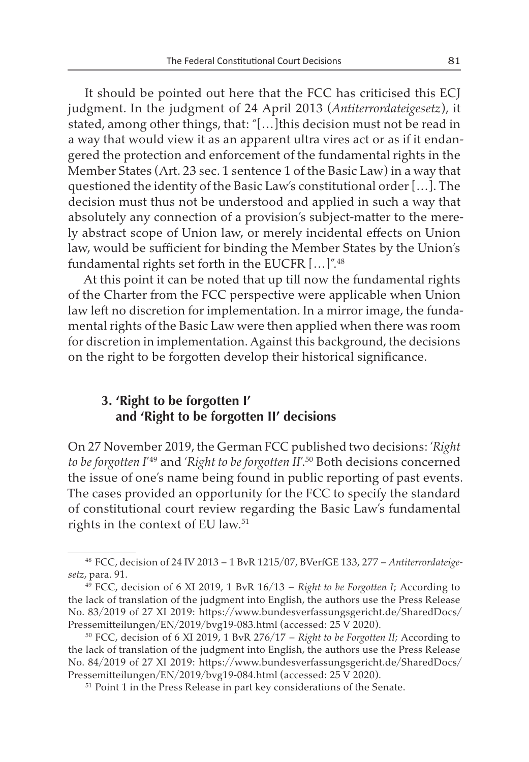It should be pointed out here that the FCC has criticised this ECJ judgment. In the judgment of 24 April 2013 (*Antiterrordateigesetz*), it stated, among other things, that: "[…]this decision must not be read in a way that would view it as an apparent ultra vires act or as if it endangered the protection and enforcement of the fundamental rights in the Member States (Art. 23 sec. 1 sentence 1 of the Basic Law) in a way that questioned the identity of the Basic Law's constitutional order […]. The decision must thus not be understood and applied in such a way that absolutely any connection of a provision's subject-matter to the merely abstract scope of Union law, or merely incidental effects on Union law, would be sufficient for binding the Member States by the Union's fundamental rights set forth in the EUCFR […]".[48]

At this point it can be noted that up till now the fundamental rights of the Charter from the FCC perspective were applicable when Union law left no discretion for implementation. In a mirror image, the fundamental rights of the Basic Law were then applied when there was room for discretion in implementation. Against this background, the decisions on the right to be forgotten develop their historical significance.

### 3. 'Right to be forgotten I' and 'Right to be forgotten II' decisions

On 27 November 2019, the German FCC published two decisions: '*Right to be forgotten I*'[49] and '*Right to be forgotten II*'.[50] Both decisions concerned the issue of one's name being found in public reporting of past events. The cases provided an opportunity for the FCC to specify the standard of constitutional court review regarding the Basic Law's fundamental rights in the context of EU law.[51]

---

[48] FCC, decision of 24 IV 2013 – 1 BvR 1215/07, BVerfGE 133, 277 – *Antiterrordateigesetz*, para. 91.

[49] FCC, decision of 6 XI 2019, 1 BvR 16/13 – *Right to be Forgotten I*; According to the lack of translation of the judgment into English, the authors use the Press Release No. 83/2019 of 27 XI 2019: https://www.bundesverfassungsgericht.de/SharedDocs/Pressemitteilungen/EN/2019/bvg19-083.html (accessed: 25 V 2020).

[50] FCC, decision of 6 XI 2019, 1 BvR 276/17 – *Right to be Forgotten II;* According to the lack of translation of the judgment into English, the authors use the Press Release No. 84/2019 of 27 XI 2019: https://www.bundesverfassungsgericht.de/SharedDocs/Pressemitteilungen/EN/2019/bvg19-084.html (accessed: 25 V 2020).

[51] Point 1 in the Press Release in part key considerations of the Senate.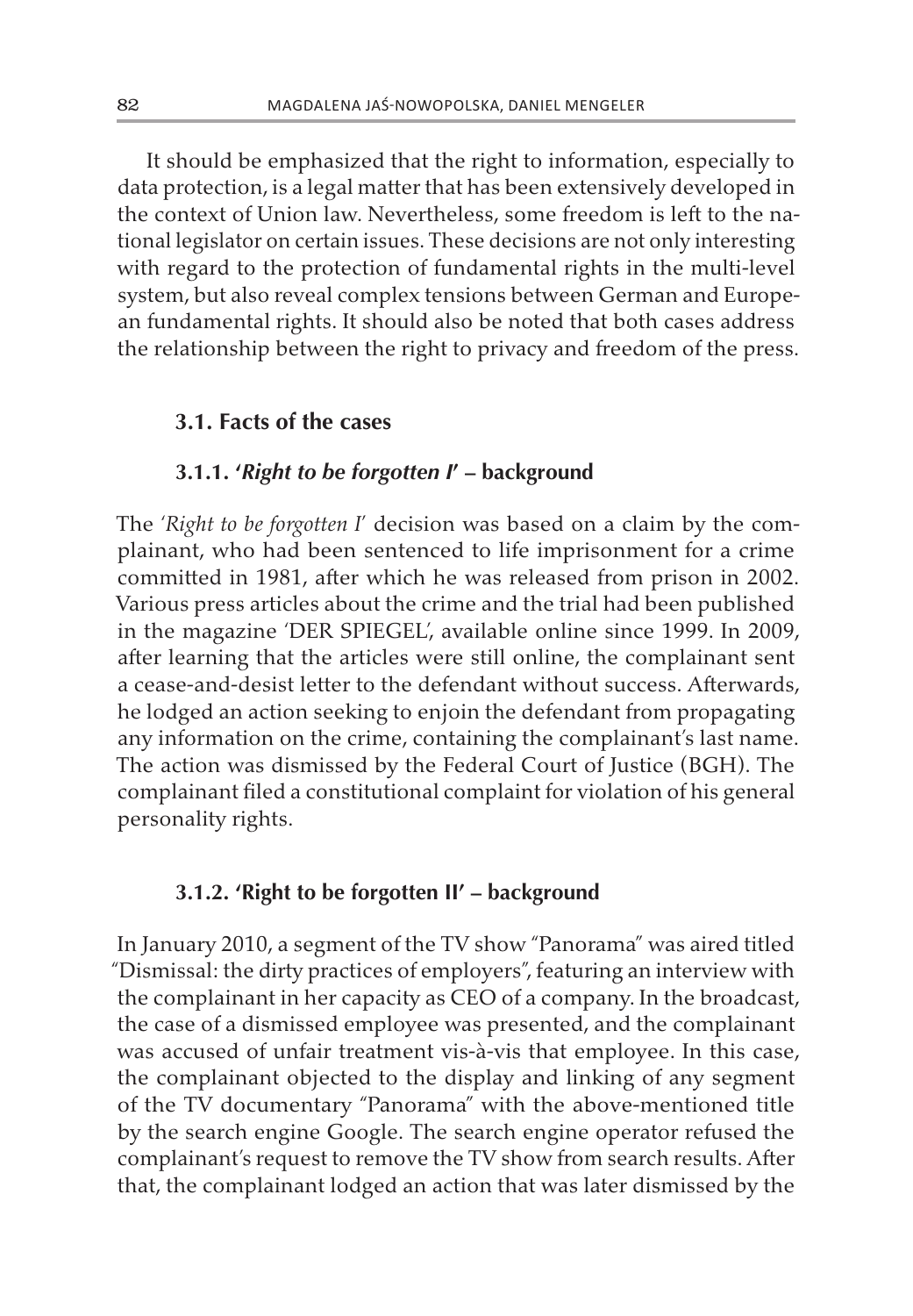It should be emphasized that the right to information, especially to data protection, is a legal matter that has been extensively developed in the context of Union law. Nevertheless, some freedom is left to the national legislator on certain issues. These decisions are not only interesting with regard to the protection of fundamental rights in the multi-level system, but also reveal complex tensions between German and European fundamental rights. It should also be noted that both cases address the relationship between the right to privacy and freedom of the press.

### 3.1. Facts of the cases

#### 3.1.1. '*Right to be forgotten I*' – background

The '*Right to be forgotten I*' decision was based on a claim by the complainant, who had been sentenced to life imprisonment for a crime committed in 1981, after which he was released from prison in 2002. Various press articles about the crime and the trial had been published in the magazine 'DER SPIEGEL', available online since 1999. In 2009, after learning that the articles were still online, the complainant sent a cease-and-desist letter to the defendant without success. Afterwards, he lodged an action seeking to enjoin the defendant from propagating any information on the crime, containing the complainant's last name. The action was dismissed by the Federal Court of Justice (BGH). The complainant filed a constitutional complaint for violation of his general personality rights.

#### 3.1.2. 'Right to be forgotten II' – background

In January 2010, a segment of the TV show "Panorama" was aired titled "Dismissal: the dirty practices of employers", featuring an interview with the complainant in her capacity as CEO of a company. In the broadcast, the case of a dismissed employee was presented, and the complainant was accused of unfair treatment vis-à-vis that employee. In this case, the complainant objected to the display and linking of any segment of the TV documentary "Panorama" with the above-mentioned title by the search engine Google. The search engine operator refused the complainant's request to remove the TV show from search results. After that, the complainant lodged an action that was later dismissed by the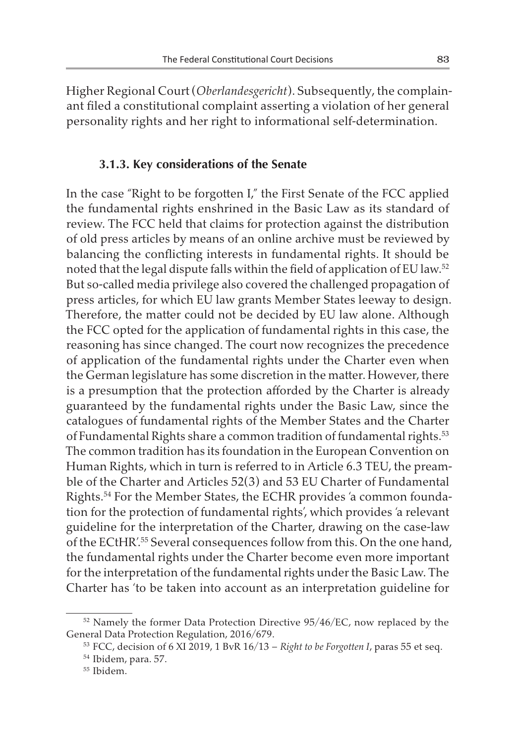Higher Regional Court (*Oberlandesgericht*). Subsequently, the complainant filed a constitutional complaint asserting a violation of her general personality rights and her right to informational self-determination.

### 3.1.3. Key considerations of the Senate

In the case "Right to be forgotten I," the First Senate of the FCC applied the fundamental rights enshrined in the Basic Law as its standard of review. The FCC held that claims for protection against the distribution of old press articles by means of an online archive must be reviewed by balancing the conflicting interests in fundamental rights. It should be noted that the legal dispute falls within the field of application of EU law.[52] But so-called media privilege also covered the challenged propagation of press articles, for which EU law grants Member States leeway to design. Therefore, the matter could not be decided by EU law alone. Although the FCC opted for the application of fundamental rights in this case, the reasoning has since changed. The court now recognizes the precedence of application of the fundamental rights under the Charter even when the German legislature has some discretion in the matter. However, there is a presumption that the protection afforded by the Charter is already guaranteed by the fundamental rights under the Basic Law, since the catalogues of fundamental rights of the Member States and the Charter of Fundamental Rights share a common tradition of fundamental rights.[53] The common tradition has its foundation in the European Convention on Human Rights, which in turn is referred to in Article 6.3 TEU, the preamble of the Charter and Articles 52(3) and 53 EU Charter of Fundamental Rights.[54] For the Member States, the ECHR provides 'a common foundation for the protection of fundamental rights', which provides 'a relevant guideline for the interpretation of the Charter, drawing on the case-law of the ECtHR'.[55] Several consequences follow from this. On the one hand, the fundamental rights under the Charter become even more important for the interpretation of the fundamental rights under the Basic Law. The Charter has 'to be taken into account as an interpretation guideline for

---

[52] Namely the former Data Protection Directive 95/46/EC, now replaced by the General Data Protection Regulation, 2016/679.

[53] FCC, decision of 6 XI 2019, 1 BvR 16/13 – *Right to be Forgotten I*, paras 55 et seq.

[54] Ibidem, para. 57.

[55] Ibidem.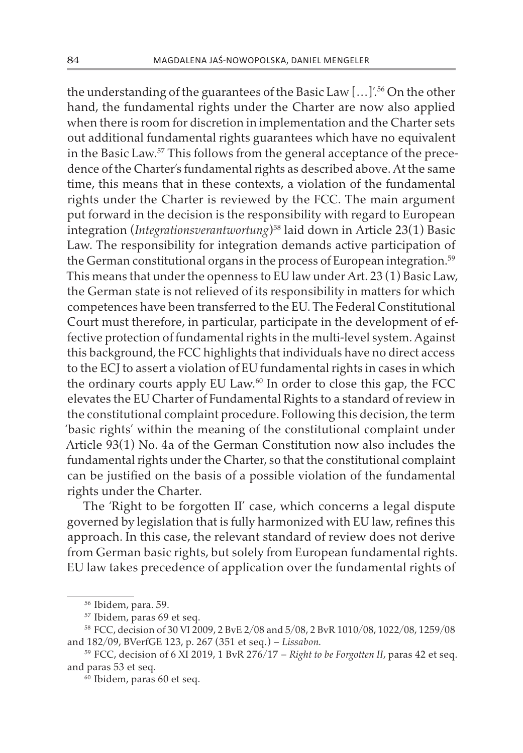the understanding of the guarantees of the Basic Law […]'.[56] On the other hand, the fundamental rights under the Charter are now also applied when there is room for discretion in implementation and the Charter sets out additional fundamental rights guarantees which have no equivalent in the Basic Law.[57] This follows from the general acceptance of the precedence of the Charter's fundamental rights as described above. At the same time, this means that in these contexts, a violation of the fundamental rights under the Charter is reviewed by the FCC. The main argument put forward in the decision is the responsibility with regard to European integration (*Integrationsverantwortung*)[58] laid down in Article 23(1) Basic Law. The responsibility for integration demands active participation of the German constitutional organs in the process of European integration.[59] This means that under the openness to EU law under Art. 23 (1) Basic Law, the German state is not relieved of its responsibility in matters for which competences have been transferred to the EU. The Federal Constitutional Court must therefore, in particular, participate in the development of effective protection of fundamental rights in the multi-level system. Against this background, the FCC highlights that individuals have no direct access to the ECJ to assert a violation of EU fundamental rights in cases in which the ordinary courts apply EU Law.[60] In order to close this gap, the FCC elevates the EU Charter of Fundamental Rights to a standard of review in the constitutional complaint procedure. Following this decision, the term 'basic rights' within the meaning of the constitutional complaint under Article 93(1) No. 4a of the German Constitution now also includes the fundamental rights under the Charter, so that the constitutional complaint can be justified on the basis of a possible violation of the fundamental rights under the Charter.

The 'Right to be forgotten II' case, which concerns a legal dispute governed by legislation that is fully harmonized with EU law, refines this approach. In this case, the relevant standard of review does not derive from German basic rights, but solely from European fundamental rights. EU law takes precedence of application over the fundamental rights of

---

[56] Ibidem, para. 59.

[57] Ibidem, paras 69 et seq.

[58] FCC, decision of 30 VI 2009, 2 BvE 2/08 and 5/08, 2 BvR 1010/08, 1022/08, 1259/08 and 182/09, BVerfGE 123, p. 267 (351 et seq.) – *Lissabon*.

[59] FCC, decision of 6 XI 2019, 1 BvR 276/17 – *Right to be Forgotten II*, paras 42 et seq. and paras 53 et seq.

[60] Ibidem, paras 60 et seq.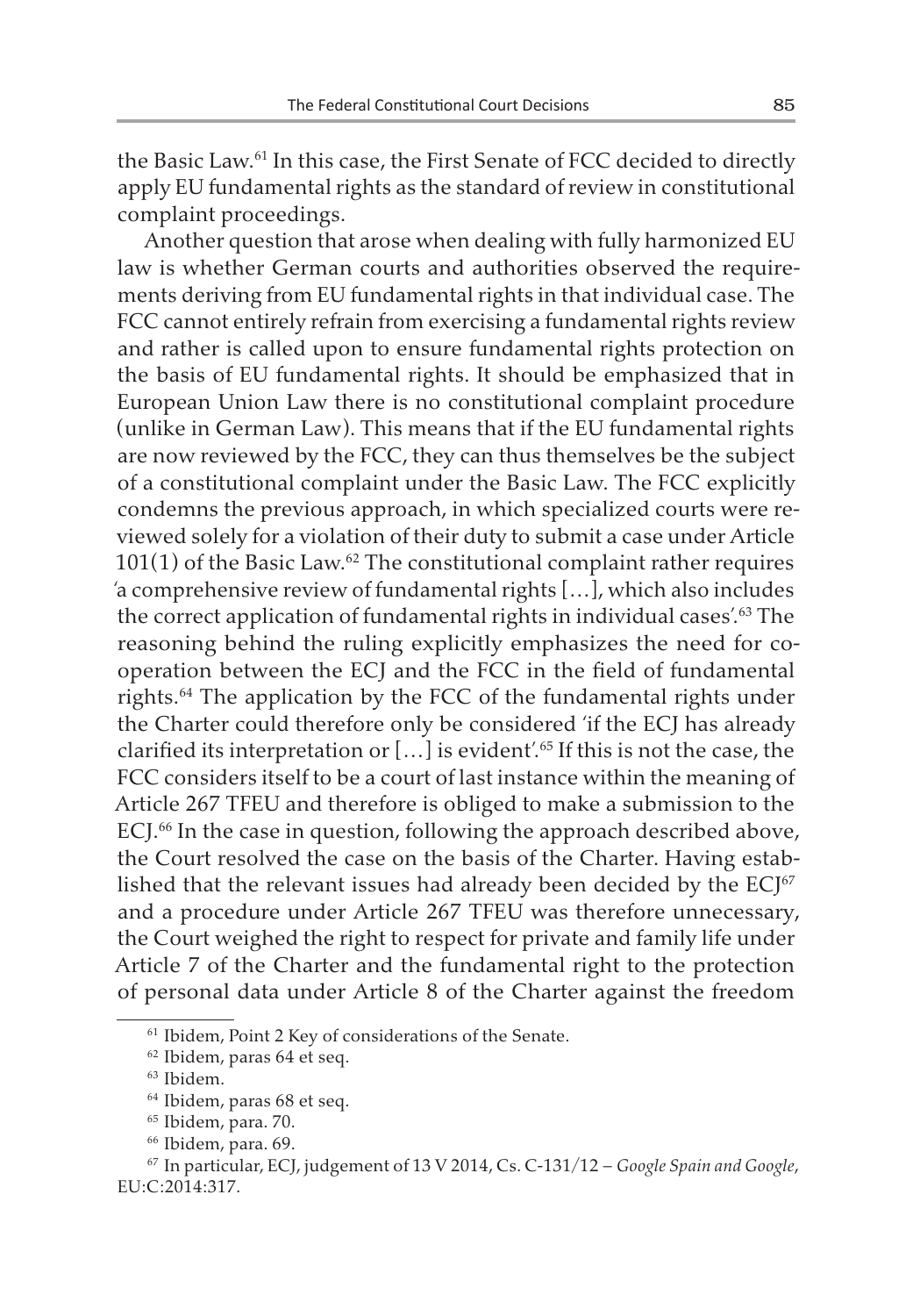the Basic Law.[61] In this case, the First Senate of FCC decided to directly apply EU fundamental rights as the standard of review in constitutional complaint proceedings.

Another question that arose when dealing with fully harmonized EU law is whether German courts and authorities observed the requirements deriving from EU fundamental rights in that individual case. The FCC cannot entirely refrain from exercising a fundamental rights review and rather is called upon to ensure fundamental rights protection on the basis of EU fundamental rights. It should be emphasized that in European Union Law there is no constitutional complaint procedure (unlike in German Law). This means that if the EU fundamental rights are now reviewed by the FCC, they can thus themselves be the subject of a constitutional complaint under the Basic Law. The FCC explicitly condemns the previous approach, in which specialized courts were reviewed solely for a violation of their duty to submit a case under Article 101(1) of the Basic Law.[62] The constitutional complaint rather requires 'a comprehensive review of fundamental rights […], which also includes the correct application of fundamental rights in individual cases'.[63] The reasoning behind the ruling explicitly emphasizes the need for cooperation between the ECJ and the FCC in the field of fundamental rights.[64] The application by the FCC of the fundamental rights under the Charter could therefore only be considered 'if the ECJ has already clarified its interpretation or […] is evident'.[65] If this is not the case, the FCC considers itself to be a court of last instance within the meaning of Article 267 TFEU and therefore is obliged to make a submission to the ECJ.[66] In the case in question, following the approach described above, the Court resolved the case on the basis of the Charter. Having established that the relevant issues had already been decided by the ECJ[67] and a procedure under Article 267 TFEU was therefore unnecessary, the Court weighed the right to respect for private and family life under Article 7 of the Charter and the fundamental right to the protection of personal data under Article 8 of the Charter against the freedom

[61] Ibidem, Point 2 Key of considerations of the Senate.

[62] Ibidem, paras 64 et seq.

[63] Ibidem.

[64] Ibidem, paras 68 et seq.

[65] Ibidem, para. 70.

[66] Ibidem, para. 69.

[67] In particular, ECJ, judgement of 13 V 2014, Cs. C-131/12 – *Google Spain and Google*, EU:C:2014:317.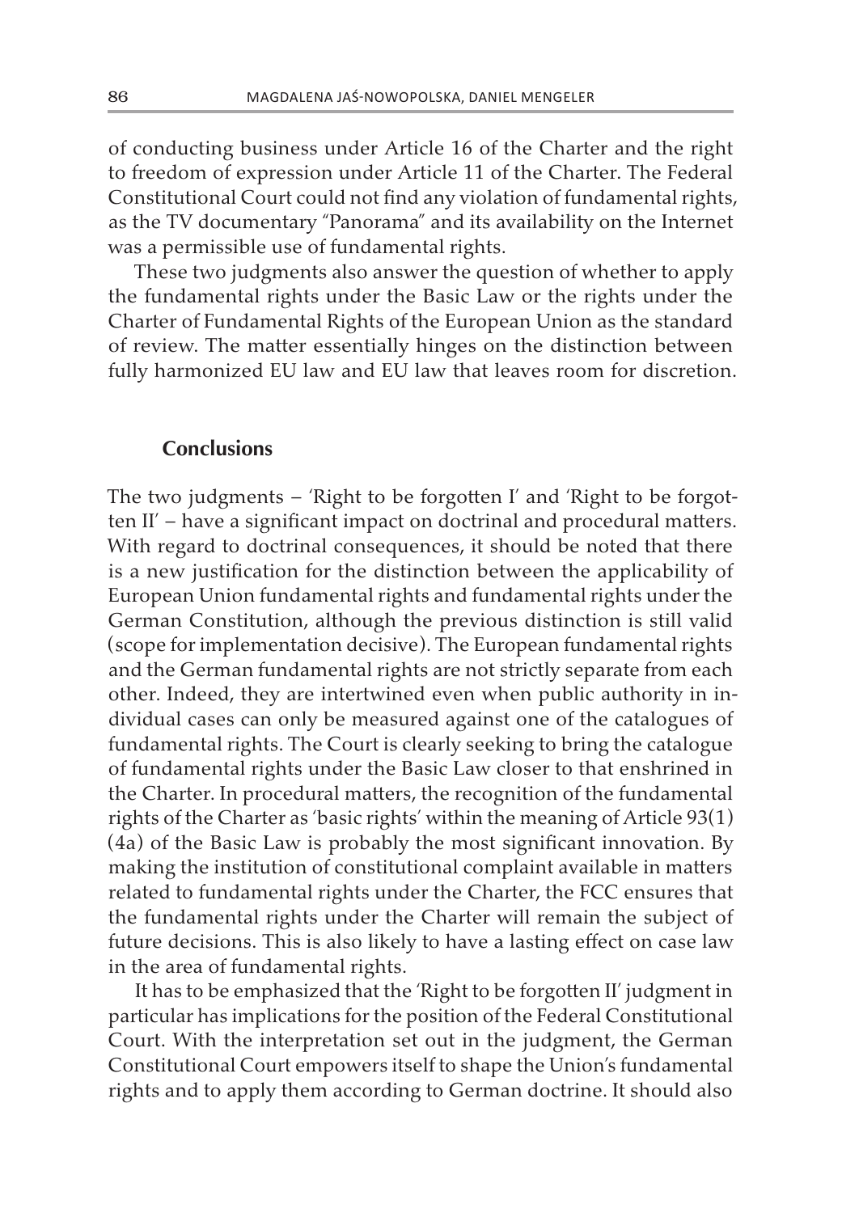of conducting business under Article 16 of the Charter and the right to freedom of expression under Article 11 of the Charter. The Federal Constitutional Court could not find any violation of fundamental rights, as the TV documentary "Panorama" and its availability on the Internet was a permissible use of fundamental rights.

These two judgments also answer the question of whether to apply the fundamental rights under the Basic Law or the rights under the Charter of Fundamental Rights of the European Union as the standard of review. The matter essentially hinges on the distinction between fully harmonized EU law and EU law that leaves room for discretion.

## Conclusions

The two judgments – 'Right to be forgotten I' and 'Right to be forgotten II' – have a significant impact on doctrinal and procedural matters. With regard to doctrinal consequences, it should be noted that there is a new justification for the distinction between the applicability of European Union fundamental rights and fundamental rights under the German Constitution, although the previous distinction is still valid (scope for implementation decisive). The European fundamental rights and the German fundamental rights are not strictly separate from each other. Indeed, they are intertwined even when public authority in individual cases can only be measured against one of the catalogues of fundamental rights. The Court is clearly seeking to bring the catalogue of fundamental rights under the Basic Law closer to that enshrined in the Charter. In procedural matters, the recognition of the fundamental rights of the Charter as 'basic rights' within the meaning of Article 93(1)(4a) of the Basic Law is probably the most significant innovation. By making the institution of constitutional complaint available in matters related to fundamental rights under the Charter, the FCC ensures that the fundamental rights under the Charter will remain the subject of future decisions. This is also likely to have a lasting effect on case law in the area of fundamental rights.

It has to be emphasized that the 'Right to be forgotten II' judgment in particular has implications for the position of the Federal Constitutional Court. With the interpretation set out in the judgment, the German Constitutional Court empowers itself to shape the Union's fundamental rights and to apply them according to German doctrine. It should also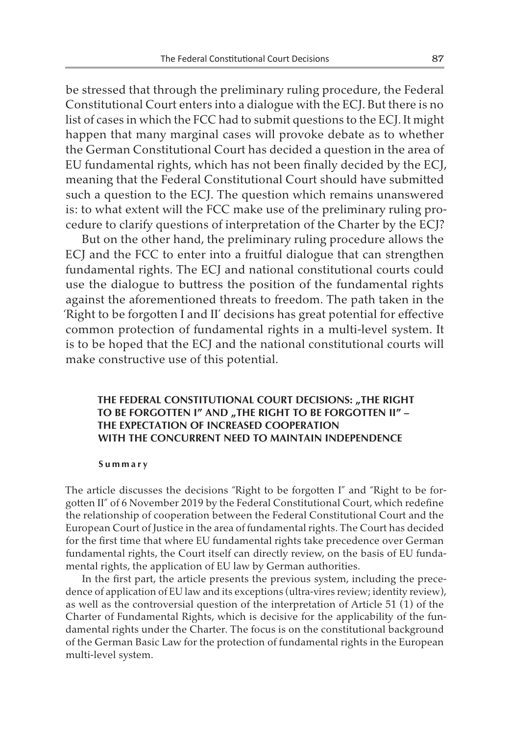be stressed that through the preliminary ruling procedure, the Federal Constitutional Court enters into a dialogue with the ECJ. But there is no list of cases in which the FCC had to submit questions to the ECJ. It might happen that many marginal cases will provoke debate as to whether the German Constitutional Court has decided a question in the area of EU fundamental rights, which has not been finally decided by the ECJ, meaning that the Federal Constitutional Court should have submitted such a question to the ECJ. The question which remains unanswered is: to what extent will the FCC make use of the preliminary ruling procedure to clarify questions of interpretation of the Charter by the ECJ?

But on the other hand, the preliminary ruling procedure allows the ECJ and the FCC to enter into a fruitful dialogue that can strengthen fundamental rights. The ECJ and national constitutional courts could use the dialogue to buttress the position of the fundamental rights against the aforementioned threats to freedom. The path taken in the 'Right to be forgotten I and II' decisions has great potential for effective common protection of fundamental rights in a multi-level system. It is to be hoped that the ECJ and the national constitutional courts will make constructive use of this potential.

## THE FEDERAL CONSTITUTIONAL COURT DECISIONS: „THE RIGHT TO BE FORGOTTEN I" AND „THE RIGHT TO BE FORGOTTEN II" – THE EXPECTATION OF INCREASED COOPERATION WITH THE CONCURRENT NEED TO MAINTAIN INDEPENDENCE

### Summary

The article discusses the decisions "Right to be forgotten I" and "Right to be forgotten II" of 6 November 2019 by the Federal Constitutional Court, which redefine the relationship of cooperation between the Federal Constitutional Court and the European Court of Justice in the area of fundamental rights. The Court has decided for the first time that where EU fundamental rights take precedence over German fundamental rights, the Court itself can directly review, on the basis of EU fundamental rights, the application of EU law by German authorities.

In the first part, the article presents the previous system, including the precedence of application of EU law and its exceptions (ultra-vires review; identity review), as well as the controversial question of the interpretation of Article 51 (1) of the Charter of Fundamental Rights, which is decisive for the applicability of the fundamental rights under the Charter. The focus is on the constitutional background of the German Basic Law for the protection of fundamental rights in the European multi-level system.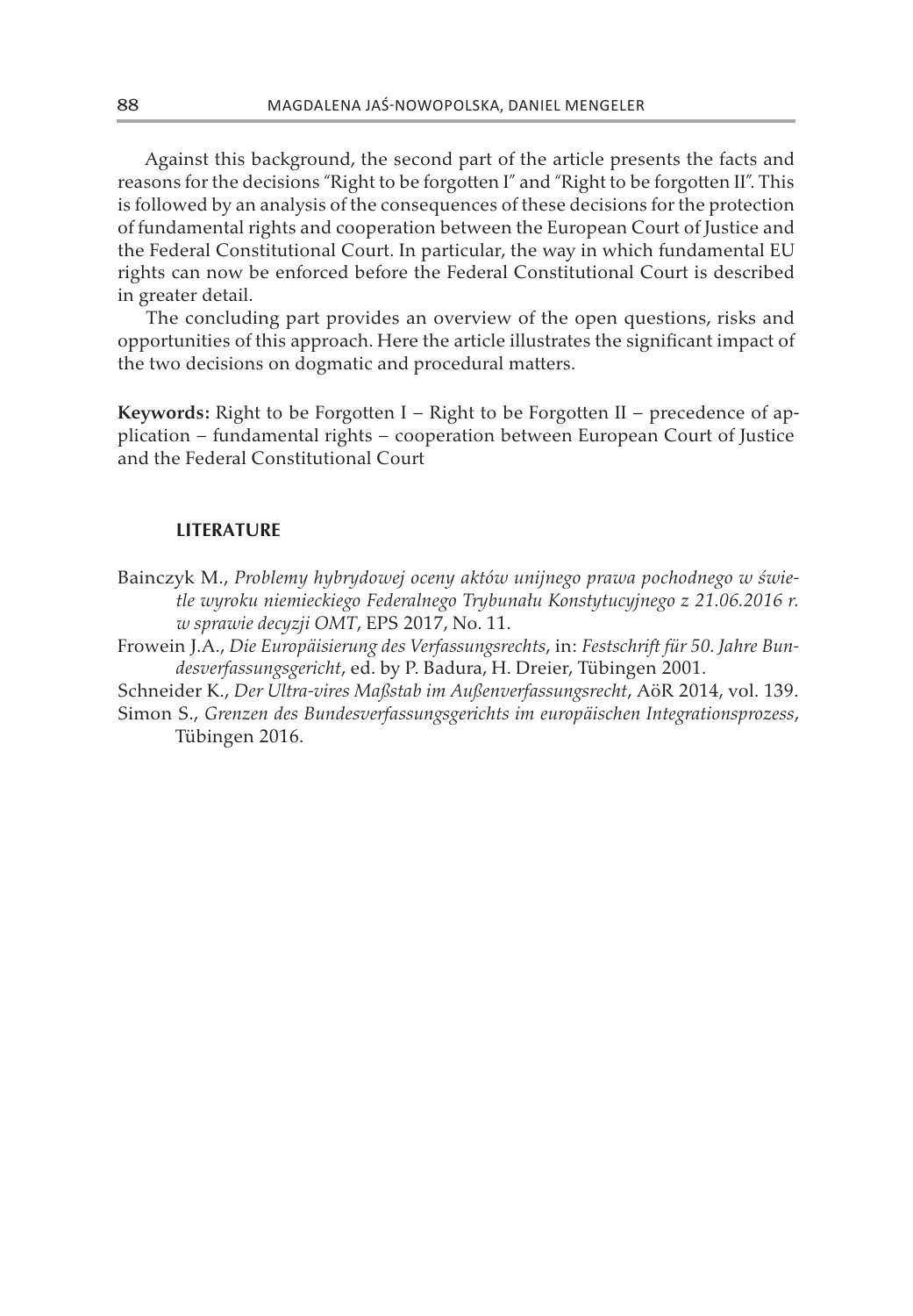Against this background, the second part of the article presents the facts and reasons for the decisions "Right to be forgotten I" and "Right to be forgotten II". This is followed by an analysis of the consequences of these decisions for the protection of fundamental rights and cooperation between the European Court of Justice and the Federal Constitutional Court. In particular, the way in which fundamental EU rights can now be enforced before the Federal Constitutional Court is described in greater detail.

The concluding part provides an overview of the open questions, risks and opportunities of this approach. Here the article illustrates the significant impact of the two decisions on dogmatic and procedural matters.

**Keywords:** Right to be Forgotten I – Right to be Forgotten II – precedence of application – fundamental rights – cooperation between European Court of Justice and the Federal Constitutional Court

### LITERATURE

Bainczyk M., *Problemy hybrydowej oceny aktów unijnego prawa pochodnego w świetle wyroku niemieckiego Federalnego Trybunału Konstytucyjnego z 21.06.2016 r. w sprawie decyzji OMT*, EPS 2017, No. 11.

Frowein J.A., *Die Europäisierung des Verfassungsrechts*, in: *Festschrift für 50. Jahre Bundesverfassungsgericht*, ed. by P. Badura, H. Dreier, Tübingen 2001.

Schneider K., *Der Ultra-vires Maßstab im Außenverfassungsrecht*, AöR 2014, vol. 139.

Simon S., *Grenzen des Bundesverfassungsgerichts im europäischen Integrationsprozess*, Tübingen 2016.